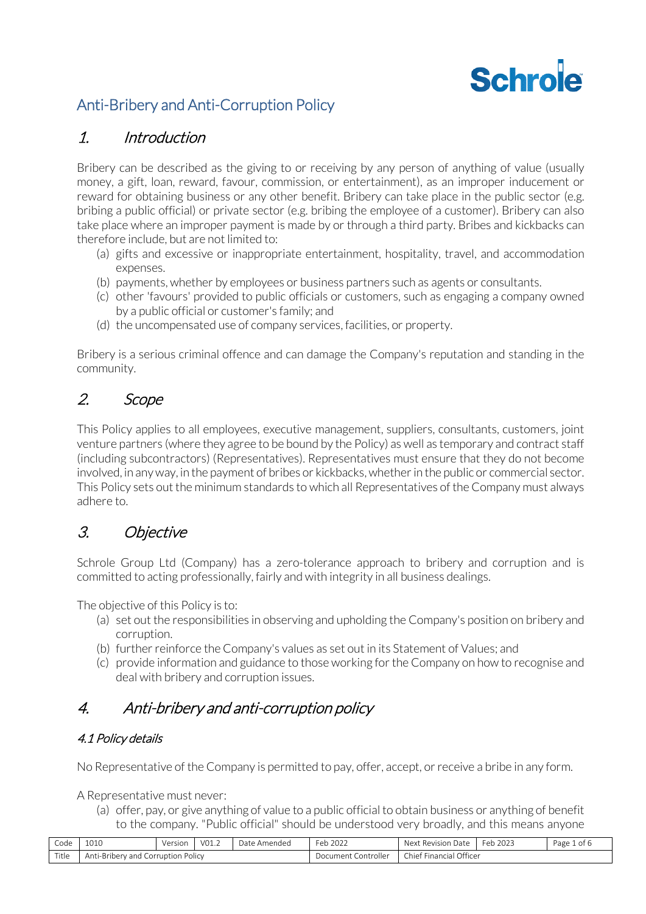# Anti-Bribery and Anti-Corruption Policy

## 1. Introduction

Bribery can be described as the giving to or receiving by any person of anything of value (usually money, a gift, loan, reward, favour, commission, or entertainment), as an improper inducement or reward for obtaining business or any other benefit. Bribery can take place in the public sector (e.g. bribing a public official) or private sector (e.g. bribing the employee of a customer). Bribery can also take place where an improper payment is made by or through a third party. Bribes and kickbacks can therefore include, but are not limited to:

- (a) gifts and excessive or inappropriate entertainment, hospitality, travel, and accommodation expenses.
- (b) payments, whether by employees or business partners such as agents or consultants.
- (c) other 'favours' provided to public officials or customers, such as engaging a company owned by a public official or customer's family; and
- (d) the uncompensated use of company services, facilities, or property.

Bribery is a serious criminal offence and can damage the Company's reputation and standing in the community.

## 2. Scope

This Policy applies to all employees, executive management, suppliers, consultants, customers, joint venture partners (where they agree to be bound by the Policy) as well as temporary and contract staff (including subcontractors) (Representatives). Representatives must ensure that they do not become involved, in any way, in the payment of bribes or kickbacks, whether in the public or commercial sector. This Policy sets out the minimum standards to which all Representatives of the Company must always adhere to.

## 3. Objective

Schrole Group Ltd (Company) has a zero-tolerance approach to bribery and corruption and is committed to acting professionally, fairly and with integrity in all business dealings.

The objective of this Policy is to:

- (a) set out the responsibilities in observing and upholding the Company's position on bribery and corruption.
- (b) further reinforce the Company's values as set out in its Statement of Values; and
- (c) provide information and guidance to those working for the Company on how to recognise and deal with bribery and corruption issues.

## 4. Anti-bribery and anti-corruption policy

### 4.1 Policy details

No Representative of the Company is permitted to pay, offer, accept, or receive a bribe in any form.

A Representative must never:

- (a) offer, pay, or give anything of value to a public official to obtain business or anything of benefit to the company. "Public official" should be understood very broadly, and this means anyone

| Code | 1010 | Version | V01.2 | Date Amended | Feb 2022 | Next Revision Date | Feb 2023 |
|---|---|---|---|---|---|---|---|
| Title | Anti-Bribery and Corruption Policy | | | | Document Controller | Chief Financial Officer | |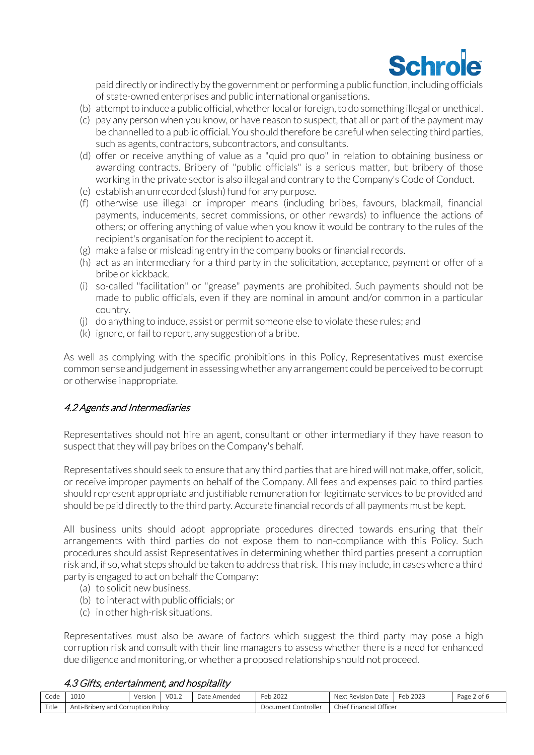paid directly or indirectly by the government or performing a public function, including officials of state-owned enterprises and public international organisations.

(b) attempt to induce a public official, whether local or foreign, to do something illegal or unethical.
(c) pay any person when you know, or have reason to suspect, that all or part of the payment may be channelled to a public official. You should therefore be careful when selecting third parties, such as agents, contractors, subcontractors, and consultants.
(d) offer or receive anything of value as a "quid pro quo" in relation to obtaining business or awarding contracts. Bribery of "public officials" is a serious matter, but bribery of those working in the private sector is also illegal and contrary to the Company's Code of Conduct.
(e) establish an unrecorded (slush) fund for any purpose.
(f) otherwise use illegal or improper means (including bribes, favours, blackmail, financial payments, inducements, secret commissions, or other rewards) to influence the actions of others; or offering anything of value when you know it would be contrary to the rules of the recipient's organisation for the recipient to accept it.
(g) make a false or misleading entry in the company books or financial records.
(h) act as an intermediary for a third party in the solicitation, acceptance, payment or offer of a bribe or kickback.
(i) so-called "facilitation" or "grease" payments are prohibited. Such payments should not be made to public officials, even if they are nominal in amount and/or common in a particular country.
(j) do anything to induce, assist or permit someone else to violate these rules; and
(k) ignore, or fail to report, any suggestion of a bribe.

As well as complying with the specific prohibitions in this Policy, Representatives must exercise common sense and judgement in assessing whether any arrangement could be perceived to be corrupt or otherwise inappropriate.

### *4.2 Agents and Intermediaries*

Representatives should not hire an agent, consultant or other intermediary if they have reason to suspect that they will pay bribes on the Company's behalf.

Representatives should seek to ensure that any third parties that are hired will not make, offer, solicit, or receive improper payments on behalf of the Company. All fees and expenses paid to third parties should represent appropriate and justifiable remuneration for legitimate services to be provided and should be paid directly to the third party. Accurate financial records of all payments must be kept.

All business units should adopt appropriate procedures directed towards ensuring that their arrangements with third parties do not expose them to non-compliance with this Policy. Such procedures should assist Representatives in determining whether third parties present a corruption risk and, if so, what steps should be taken to address that risk. This may include, in cases where a third party is engaged to act on behalf the Company:

(a) to solicit new business.
(b) to interact with public officials; or
(c) in other high-risk situations.

Representatives must also be aware of factors which suggest the third party may pose a high corruption risk and consult with their line managers to assess whether there is a need for enhanced due diligence and monitoring, or whether a proposed relationship should not proceed.

### *4.3 Gifts, entertainment, and hospitality*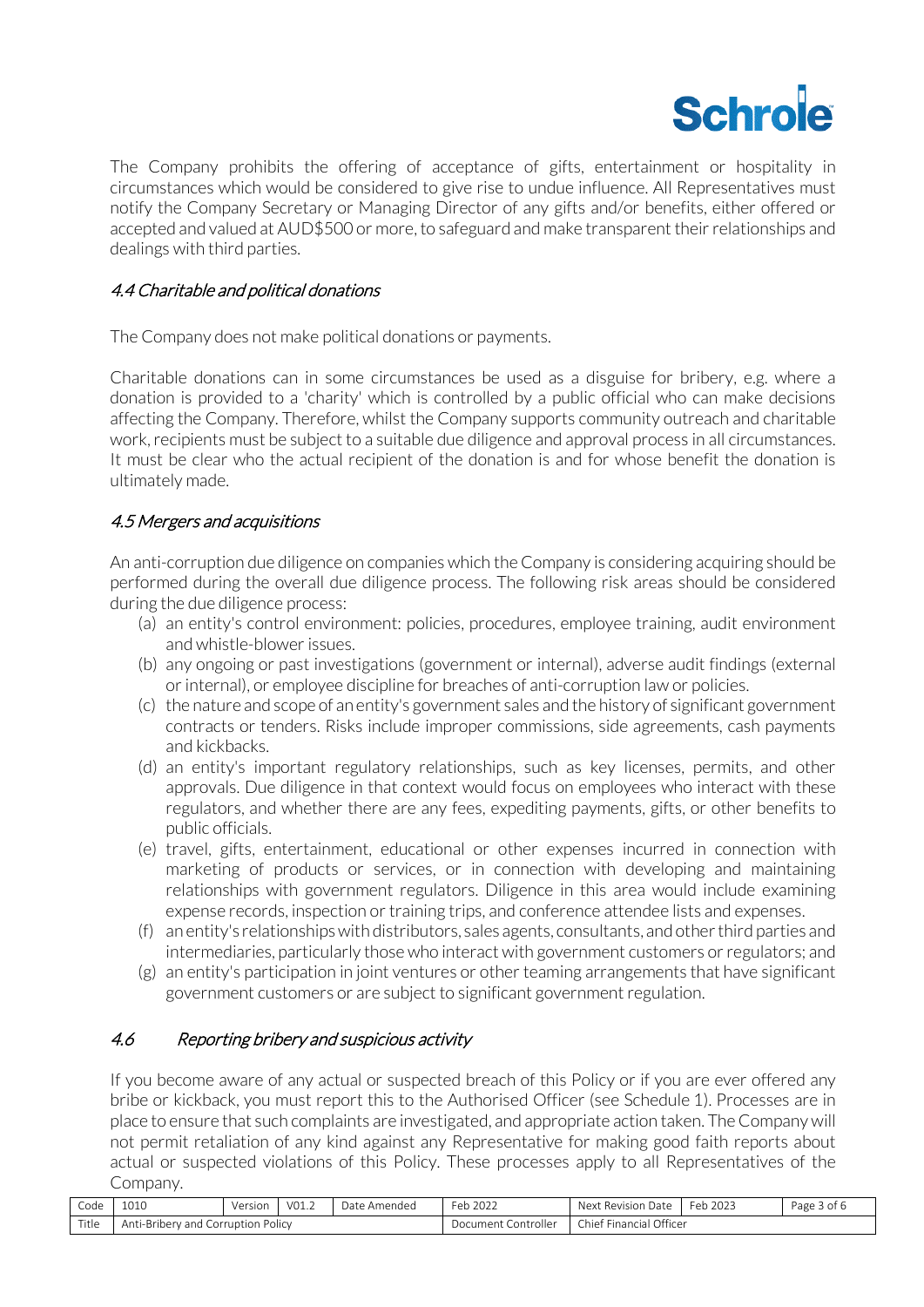The Company prohibits the offering of acceptance of gifts, entertainment or hospitality in circumstances which would be considered to give rise to undue influence. All Representatives must notify the Company Secretary or Managing Director of any gifts and/or benefits, either offered or accepted and valued at AUD$500 or more, to safeguard and make transparent their relationships and dealings with third parties.

### *4.4 Charitable and political donations*

The Company does not make political donations or payments.

Charitable donations can in some circumstances be used as a disguise for bribery, e.g. where a donation is provided to a 'charity' which is controlled by a public official who can make decisions affecting the Company. Therefore, whilst the Company supports community outreach and charitable work, recipients must be subject to a suitable due diligence and approval process in all circumstances. It must be clear who the actual recipient of the donation is and for whose benefit the donation is ultimately made.

### *4.5 Mergers and acquisitions*

An anti-corruption due diligence on companies which the Company is considering acquiring should be performed during the overall due diligence process. The following risk areas should be considered during the due diligence process:

(a) an entity's control environment: policies, procedures, employee training, audit environment and whistle-blower issues.

(b) any ongoing or past investigations (government or internal), adverse audit findings (external or internal), or employee discipline for breaches of anti-corruption law or policies.

(c) the nature and scope of an entity's government sales and the history of significant government contracts or tenders. Risks include improper commissions, side agreements, cash payments and kickbacks.

(d) an entity's important regulatory relationships, such as key licenses, permits, and other approvals. Due diligence in that context would focus on employees who interact with these regulators, and whether there are any fees, expediting payments, gifts, or other benefits to public officials.

(e) travel, gifts, entertainment, educational or other expenses incurred in connection with marketing of products or services, or in connection with developing and maintaining relationships with government regulators. Diligence in this area would include examining expense records, inspection or training trips, and conference attendee lists and expenses.

(f) an entity's relationships with distributors, sales agents, consultants, and other third parties and intermediaries, particularly those who interact with government customers or regulators; and

(g) an entity's participation in joint ventures or other teaming arrangements that have significant government customers or are subject to significant government regulation.

### *4.6 Reporting bribery and suspicious activity*

If you become aware of any actual or suspected breach of this Policy or if you are ever offered any bribe or kickback, you must report this to the Authorised Officer (see Schedule 1). Processes are in place to ensure that such complaints are investigated, and appropriate action taken. The Company will not permit retaliation of any kind against any Representative for making good faith reports about actual or suspected violations of this Policy. These processes apply to all Representatives of the Company.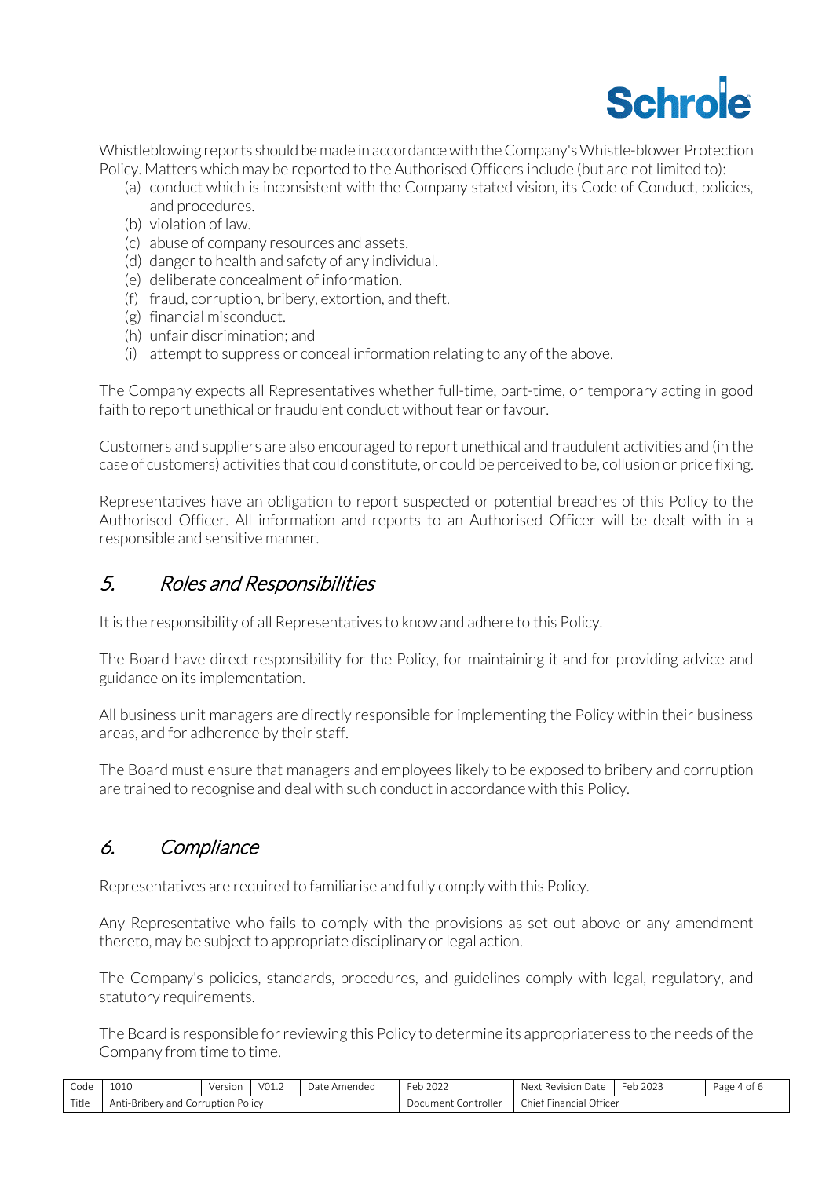Whistleblowing reports should be made in accordance with the Company's Whistle-blower Protection Policy. Matters which may be reported to the Authorised Officers include (but are not limited to):

(a) conduct which is inconsistent with the Company stated vision, its Code of Conduct, policies, and procedures.
(b) violation of law.
(c) abuse of company resources and assets.
(d) danger to health and safety of any individual.
(e) deliberate concealment of information.
(f) fraud, corruption, bribery, extortion, and theft.
(g) financial misconduct.
(h) unfair discrimination; and
(i) attempt to suppress or conceal information relating to any of the above.

The Company expects all Representatives whether full-time, part-time, or temporary acting in good faith to report unethical or fraudulent conduct without fear or favour.

Customers and suppliers are also encouraged to report unethical and fraudulent activities and (in the case of customers) activities that could constitute, or could be perceived to be, collusion or price fixing.

Representatives have an obligation to report suspected or potential breaches of this Policy to the Authorised Officer. All information and reports to an Authorised Officer will be dealt with in a responsible and sensitive manner.

## *5. Roles and Responsibilities*

It is the responsibility of all Representatives to know and adhere to this Policy.

The Board have direct responsibility for the Policy, for maintaining it and for providing advice and guidance on its implementation.

All business unit managers are directly responsible for implementing the Policy within their business areas, and for adherence by their staff.

The Board must ensure that managers and employees likely to be exposed to bribery and corruption are trained to recognise and deal with such conduct in accordance with this Policy.

## *6. Compliance*

Representatives are required to familiarise and fully comply with this Policy.

Any Representative who fails to comply with the provisions as set out above or any amendment thereto, may be subject to appropriate disciplinary or legal action.

The Company's policies, standards, procedures, and guidelines comply with legal, regulatory, and statutory requirements.

The Board is responsible for reviewing this Policy to determine its appropriateness to the needs of the Company from time to time.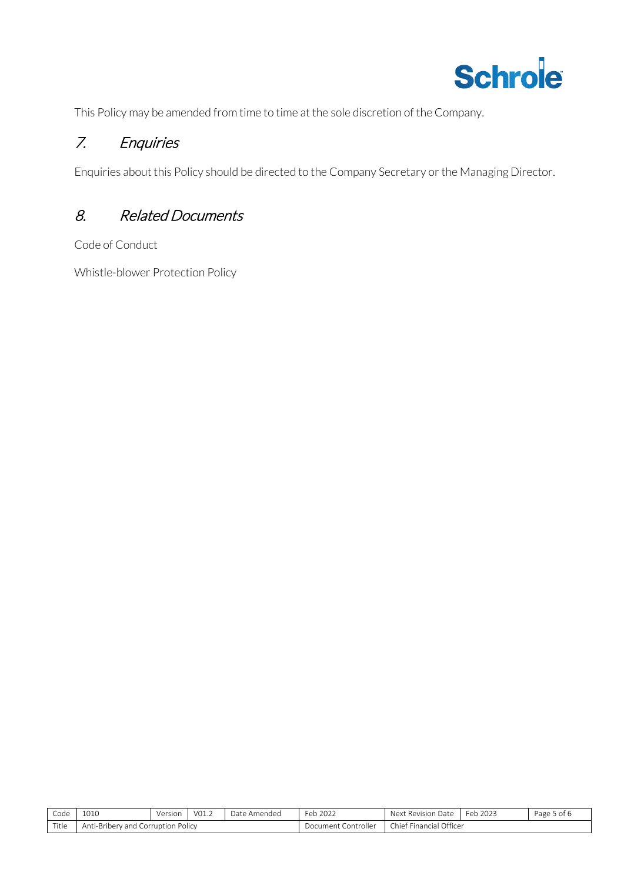This Policy may be amended from time to time at the sole discretion of the Company.

## *7. Enquiries*

Enquiries about this Policy should be directed to the Company Secretary or the Managing Director.

## *8. Related Documents*

Code of Conduct

Whistle-blower Protection Policy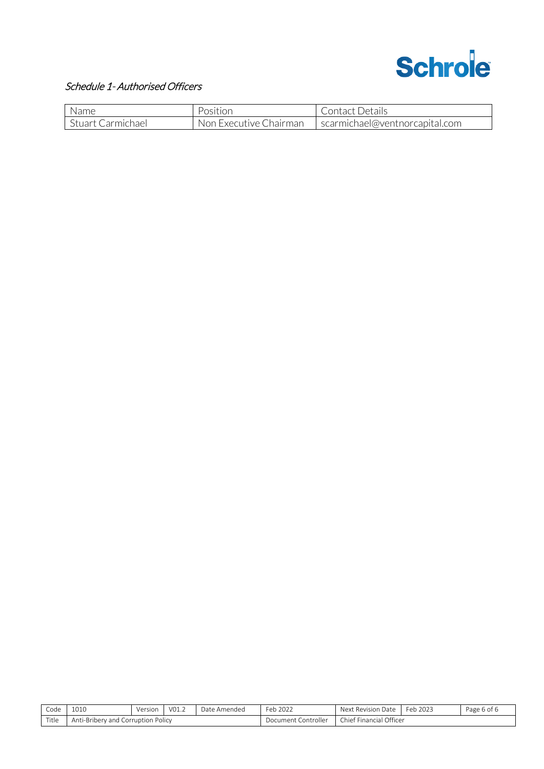*Schedule 1 - Authorised Officers*

| Name | Position | Contact Details |
|---|---|---|
| Stuart Carmichael | Non Executive Chairman | scarmichael@ventnorcapital.com |